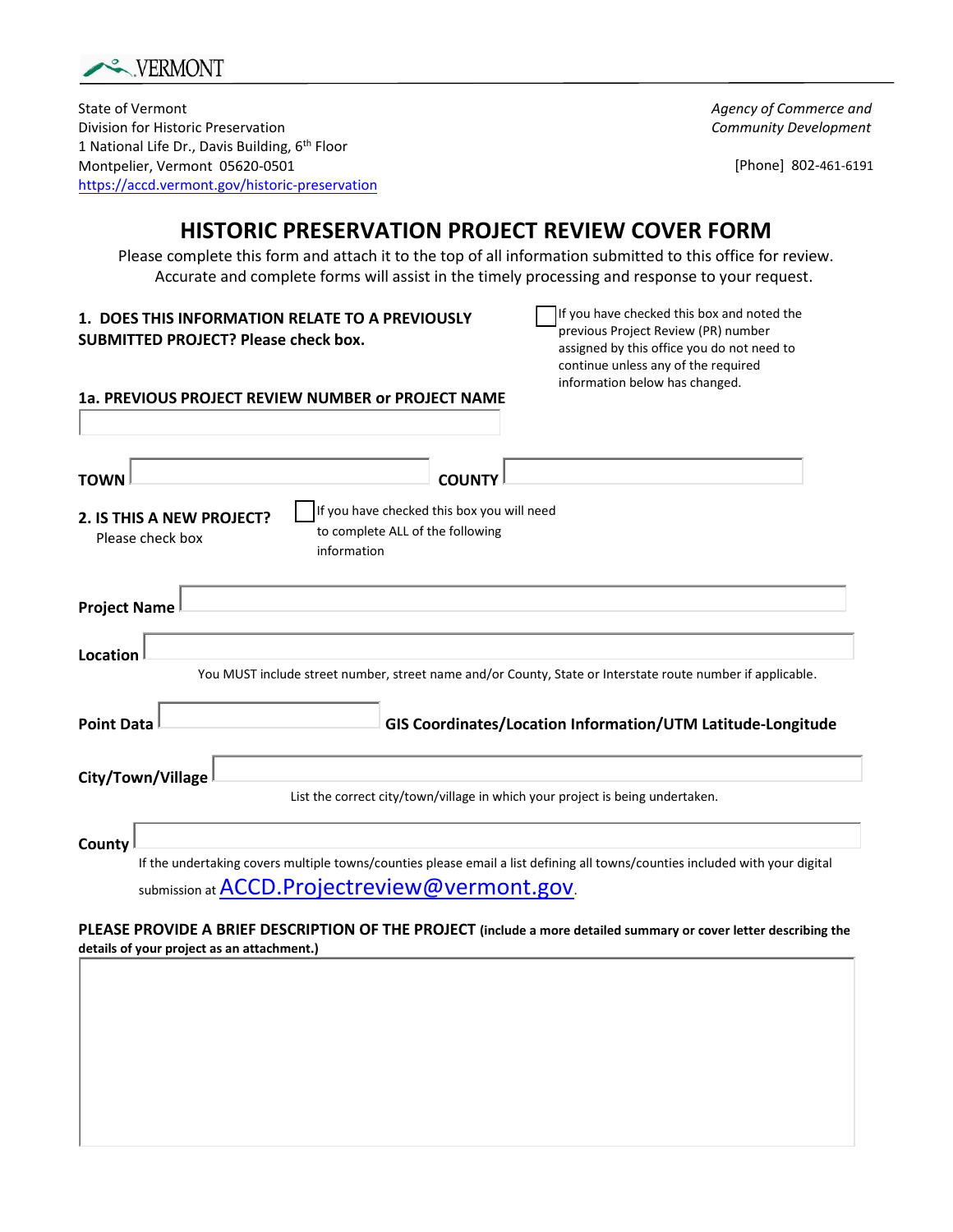VERMONT

State of Vermont
Division for Historic Preservation
1 National Life Dr., Davis Building, 6th Floor
Montpelier, Vermont 05620-0501
https://accd.vermont.gov/historic-preservation

*Agency of Commerce and Community Development*

[Phone] 802-461-6191

# HISTORIC PRESERVATION PROJECT REVIEW COVER FORM

Please complete this form and attach it to the top of all information submitted to this office for review. Accurate and complete forms will assist in the timely processing and response to your request.

**1. DOES THIS INFORMATION RELATE TO A PREVIOUSLY SUBMITTED PROJECT? Please check box.**

☐ If you have checked this box and noted the previous Project Review (PR) number assigned by this office you do not need to continue unless any of the required information below has changed.

**1a. PREVIOUS PROJECT REVIEW NUMBER or PROJECT NAME**

\_\_\_\_\_\_\_\_\_\_\_\_\_\_\_\_\_\_\_\_

**TOWN** \_\_\_\_\_\_\_\_\_\_\_\_\_\_\_\_\_\_\_\_ **COUNTY** \_\_\_\_\_\_\_\_\_\_\_\_\_\_\_\_\_\_\_\_

**2. IS THIS A NEW PROJECT?**
Please check box

☐ If you have checked this box you will need to complete ALL of the following information

**Project Name** \_\_\_\_\_\_\_\_\_\_\_\_\_\_\_\_\_\_\_\_

**Location** \_\_\_\_\_\_\_\_\_\_\_\_\_\_\_\_\_\_\_\_

You MUST include street number, street name and/or County, State or Interstate route number if applicable.

**Point Data** \_\_\_\_\_\_\_\_\_\_\_\_\_\_\_\_\_\_\_\_ **GIS Coordinates/Location Information/UTM Latitude-Longitude**

**City/Town/Village** \_\_\_\_\_\_\_\_\_\_\_\_\_\_\_\_\_\_\_\_

List the correct city/town/village in which your project is being undertaken.

**County** \_\_\_\_\_\_\_\_\_\_\_\_\_\_\_\_\_\_\_\_

If the undertaking covers multiple towns/counties please email a list defining all towns/counties included with your digital submission at ACCD.Projectreview@vermont.gov.

**PLEASE PROVIDE A BRIEF DESCRIPTION OF THE PROJECT (include a more detailed summary or cover letter describing the details of your project as an attachment.)**

\_\_\_\_\_\_\_\_\_\_\_\_\_\_\_\_\_\_\_\_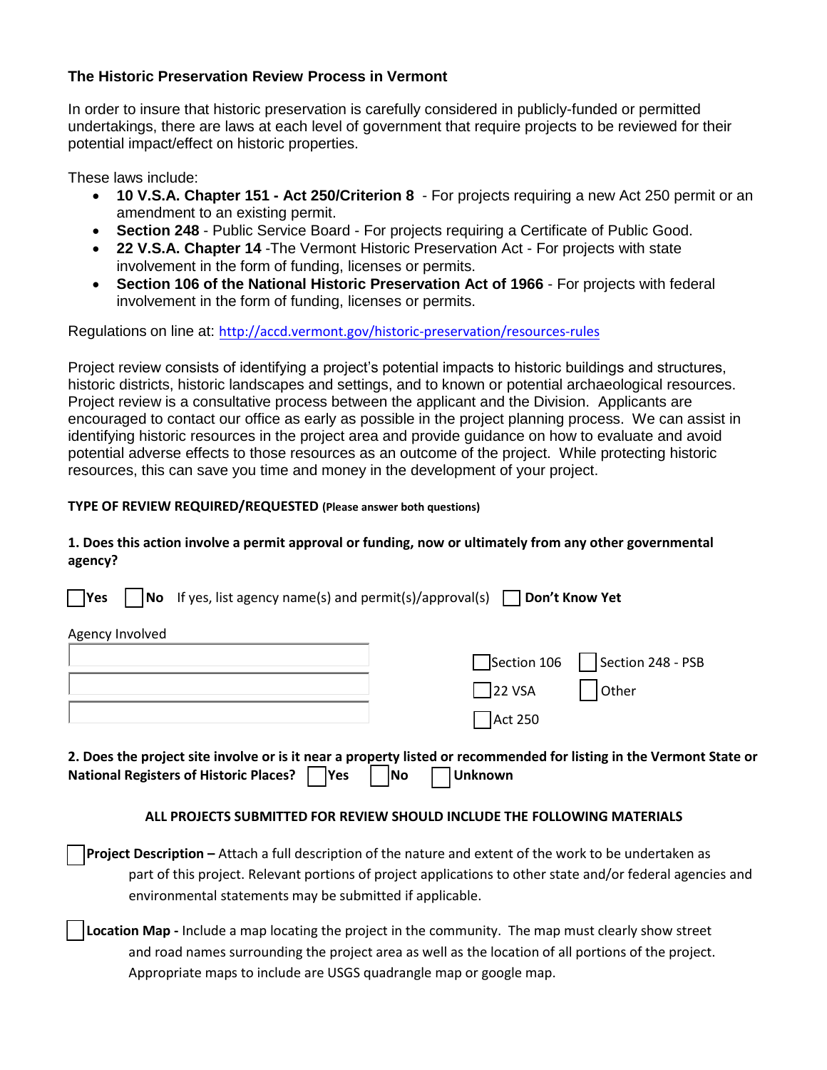## The Historic Preservation Review Process in Vermont

In order to insure that historic preservation is carefully considered in publicly-funded or permitted undertakings, there are laws at each level of government that require projects to be reviewed for their potential impact/effect on historic properties.

These laws include:

- **10 V.S.A. Chapter 151 - Act 250/Criterion 8** - For projects requiring a new Act 250 permit or an amendment to an existing permit.
- **Section 248** - Public Service Board - For projects requiring a Certificate of Public Good.
- **22 V.S.A. Chapter 14** -The Vermont Historic Preservation Act - For projects with state involvement in the form of funding, licenses or permits.
- **Section 106 of the National Historic Preservation Act of 1966** - For projects with federal involvement in the form of funding, licenses or permits.

Regulations on line at: http://accd.vermont.gov/historic-preservation/resources-rules

Project review consists of identifying a project's potential impacts to historic buildings and structures, historic districts, historic landscapes and settings, and to known or potential archaeological resources. Project review is a consultative process between the applicant and the Division. Applicants are encouraged to contact our office as early as possible in the project planning process. We can assist in identifying historic resources in the project area and provide guidance on how to evaluate and avoid potential adverse effects to those resources as an outcome of the project. While protecting historic resources, this can save you time and money in the development of your project.

**TYPE OF REVIEW REQUIRED/REQUESTED (Please answer both questions)**

**1. Does this action involve a permit approval or funding, now or ultimately from any other governmental agency?**

☐ **Yes** ☐ **No** If yes, list agency name(s) and permit(s)/approval(s) ☐ **Don't Know Yet**

Agency Involved

______________________________

______________________________

______________________________

☐ Section 106 ☐ Section 248 - PSB

☐ 22 VSA ☐ Other

☐ Act 250

**2. Does the project site involve or is it near a property listed or recommended for listing in the Vermont State or National Registers of Historic Places?** ☐ **Yes** ☐ **No** ☐ **Unknown**

**ALL PROJECTS SUBMITTED FOR REVIEW SHOULD INCLUDE THE FOLLOWING MATERIALS**

☐ **Project Description –** Attach a full description of the nature and extent of the work to be undertaken as part of this project. Relevant portions of project applications to other state and/or federal agencies and environmental statements may be submitted if applicable.

☐ **Location Map -** Include a map locating the project in the community. The map must clearly show street and road names surrounding the project area as well as the location of all portions of the project. Appropriate maps to include are USGS quadrangle map or google map.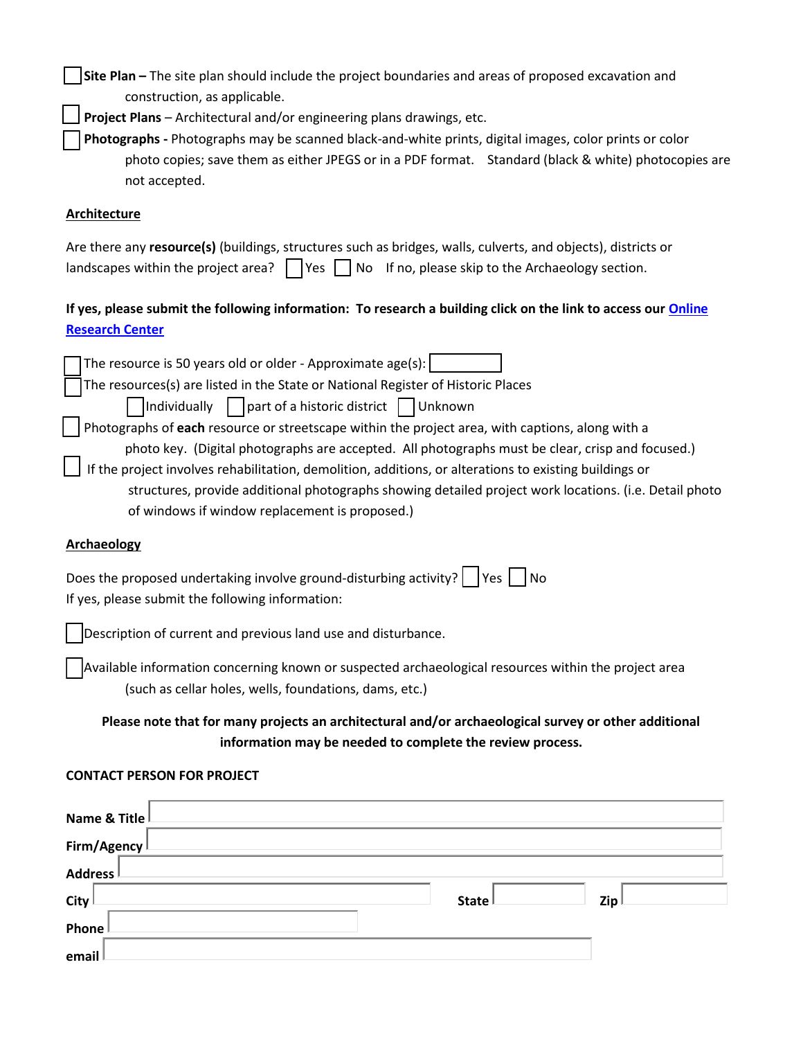☐ **Site Plan –** The site plan should include the project boundaries and areas of proposed excavation and construction, as applicable.

☐ **Project Plans** – Architectural and/or engineering plans drawings, etc.

☐ **Photographs -** Photographs may be scanned black-and-white prints, digital images, color prints or color photo copies; save them as either JPEGS or in a PDF format. Standard (black & white) photocopies are not accepted.

**Architecture**

Are there any **resource(s)** (buildings, structures such as bridges, walls, culverts, and objects), districts or landscapes within the project area? ☐ Yes ☐ No If no, please skip to the Archaeology section.

**If yes, please submit the following information: To research a building click on the link to access our [Online Research Center]()**

☐ The resource is 50 years old or older - Approximate age(s): ________

☐ The resources(s) are listed in the State or National Register of Historic Places

☐ Individually ☐ part of a historic district ☐ Unknown

☐ Photographs of **each** resource or streetscape within the project area, with captions, along with a photo key. (Digital photographs are accepted. All photographs must be clear, crisp and focused.)

☐ If the project involves rehabilitation, demolition, additions, or alterations to existing buildings or structures, provide additional photographs showing detailed project work locations. (i.e. Detail photo of windows if window replacement is proposed.)

**Archaeology**

Does the proposed undertaking involve ground-disturbing activity? ☐ Yes ☐ No

If yes, please submit the following information:

☐ Description of current and previous land use and disturbance.

☐ Available information concerning known or suspected archaeological resources within the project area (such as cellar holes, wells, foundations, dams, etc.)

**Please note that for many projects an architectural and/or archaeological survey or other additional information may be needed to complete the review process.**

**CONTACT PERSON FOR PROJECT**

**Name & Title** ________

**Firm/Agency** ________

**Address** ________

**City** ________ **State** ________ **Zip** ________

**Phone** ________

**email** ________